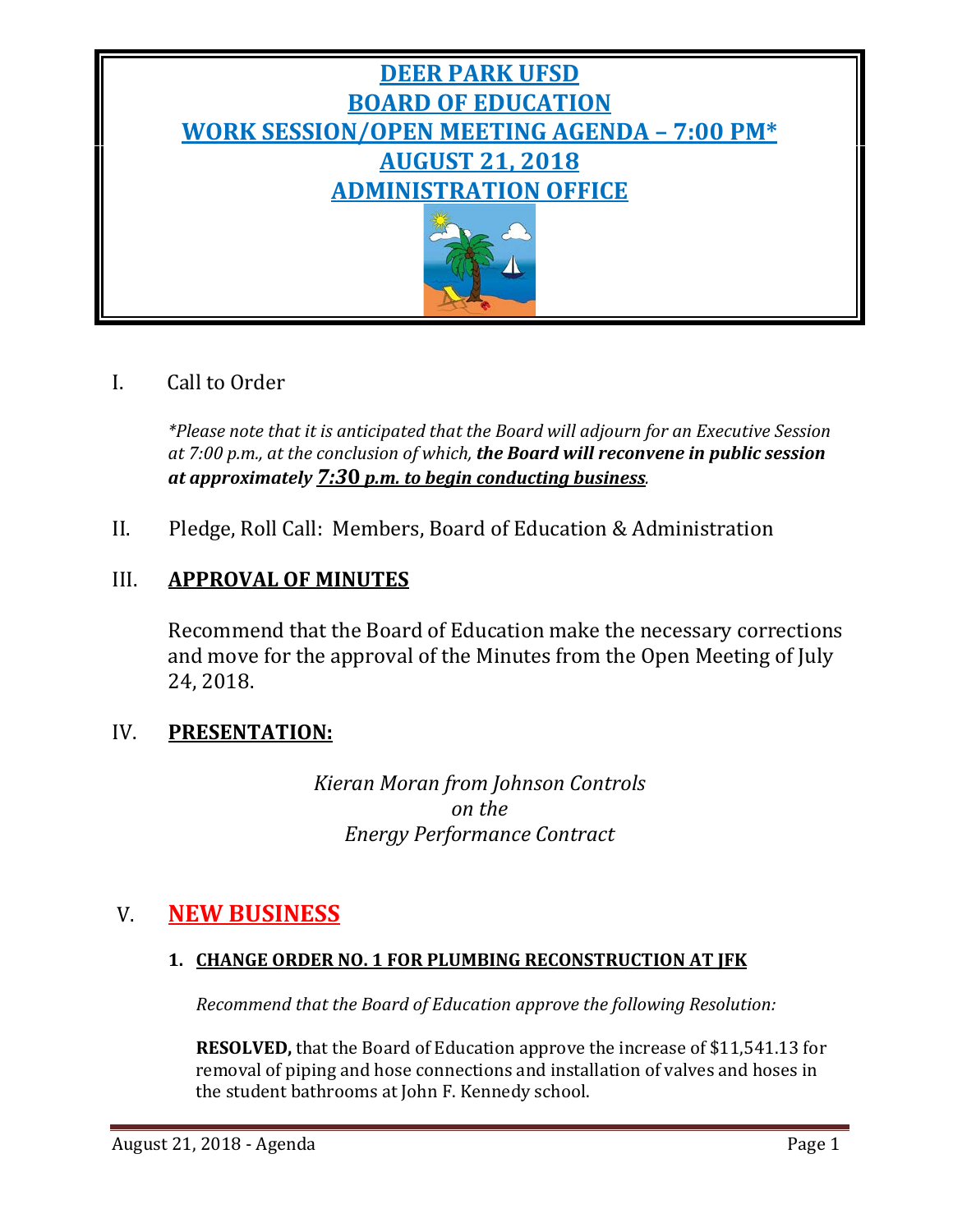# DEER PARK UFSD
# BOARD OF EDUCATION
# WORK SESSION/OPEN MEETING AGENDA – 7:00 PM*
# AUGUST 21, 2018
# ADMINISTRATION OFFICE

I. Call to Order

*\*Please note that it is anticipated that the Board will adjourn for an Executive Session at 7:00 p.m., at the conclusion of which,* ***the Board will reconvene in public session at approximately 7:30 p.m. to begin conducting business****.*

II. Pledge, Roll Call: Members, Board of Education & Administration

## III. APPROVAL OF MINUTES

Recommend that the Board of Education make the necessary corrections and move for the approval of the Minutes from the Open Meeting of July 24, 2018.

## IV. PRESENTATION:

*Kieran Moran from Johnson Controls*
*on the*
*Energy Performance Contract*

## V. NEW BUSINESS

### 1. CHANGE ORDER NO. 1 FOR PLUMBING RECONSTRUCTION AT JFK

*Recommend that the Board of Education approve the following Resolution:*

**RESOLVED,** that the Board of Education approve the increase of $11,541.13 for removal of piping and hose connections and installation of valves and hoses in the student bathrooms at John F. Kennedy school.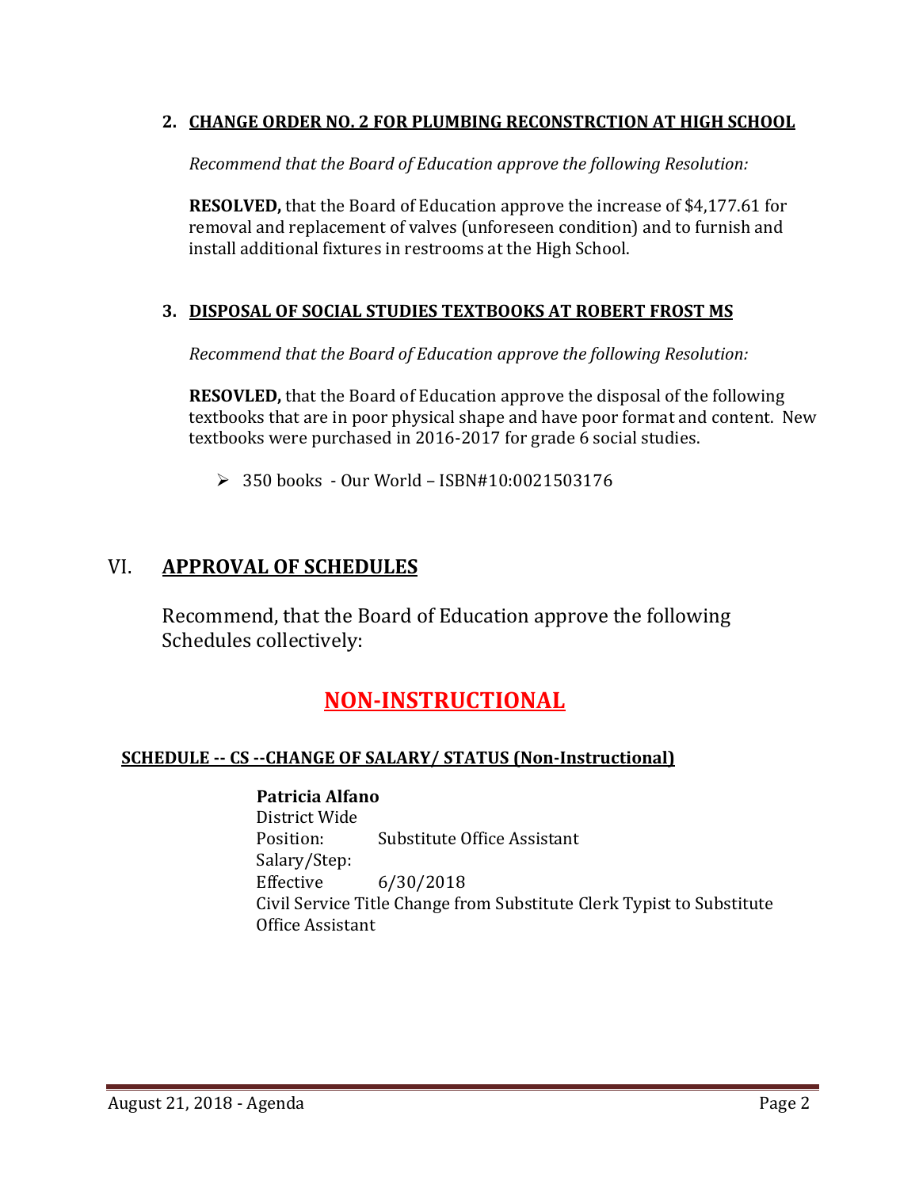**2. CHANGE ORDER NO. 2 FOR PLUMBING RECONSTRCTION AT HIGH SCHOOL**

*Recommend that the Board of Education approve the following Resolution:*

**RESOLVED,** that the Board of Education approve the increase of $4,177.61 for removal and replacement of valves (unforeseen condition) and to furnish and install additional fixtures in restrooms at the High School.

**3. DISPOSAL OF SOCIAL STUDIES TEXTBOOKS AT ROBERT FROST MS**

*Recommend that the Board of Education approve the following Resolution:*

**RESOVLED,** that the Board of Education approve the disposal of the following textbooks that are in poor physical shape and have poor format and content. New textbooks were purchased in 2016-2017 for grade 6 social studies.

- 350 books - Our World – ISBN#10:0021503176

## VI. APPROVAL OF SCHEDULES

Recommend, that the Board of Education approve the following Schedules collectively:

## NON-INSTRUCTIONAL

### SCHEDULE -- CS --CHANGE OF SALARY/ STATUS (Non-Instructional)

**Patricia Alfano**
District Wide
Position: Substitute Office Assistant
Salary/Step:
Effective 6/30/2018
Civil Service Title Change from Substitute Clerk Typist to Substitute Office Assistant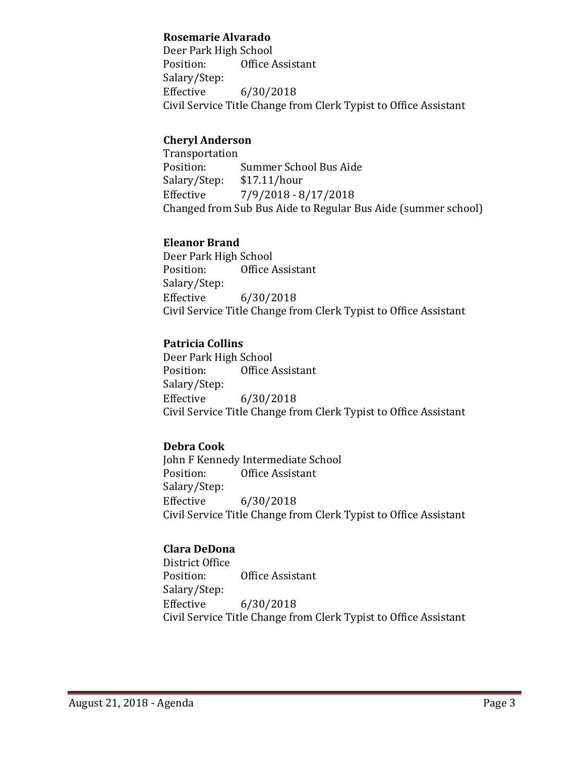**Rosemarie Alvarado**
Deer Park High School
Position: Office Assistant
Salary/Step:
Effective 6/30/2018
Civil Service Title Change from Clerk Typist to Office Assistant

**Cheryl Anderson**
Transportation
Position: Summer School Bus Aide
Salary/Step: $17.11/hour
Effective 7/9/2018 - 8/17/2018
Changed from Sub Bus Aide to Regular Bus Aide (summer school)

**Eleanor Brand**
Deer Park High School
Position: Office Assistant
Salary/Step:
Effective 6/30/2018
Civil Service Title Change from Clerk Typist to Office Assistant

**Patricia Collins**
Deer Park High School
Position: Office Assistant
Salary/Step:
Effective 6/30/2018
Civil Service Title Change from Clerk Typist to Office Assistant

**Debra Cook**
John F Kennedy Intermediate School
Position: Office Assistant
Salary/Step:
Effective 6/30/2018
Civil Service Title Change from Clerk Typist to Office Assistant

**Clara DeDona**
District Office
Position: Office Assistant
Salary/Step:
Effective 6/30/2018
Civil Service Title Change from Clerk Typist to Office Assistant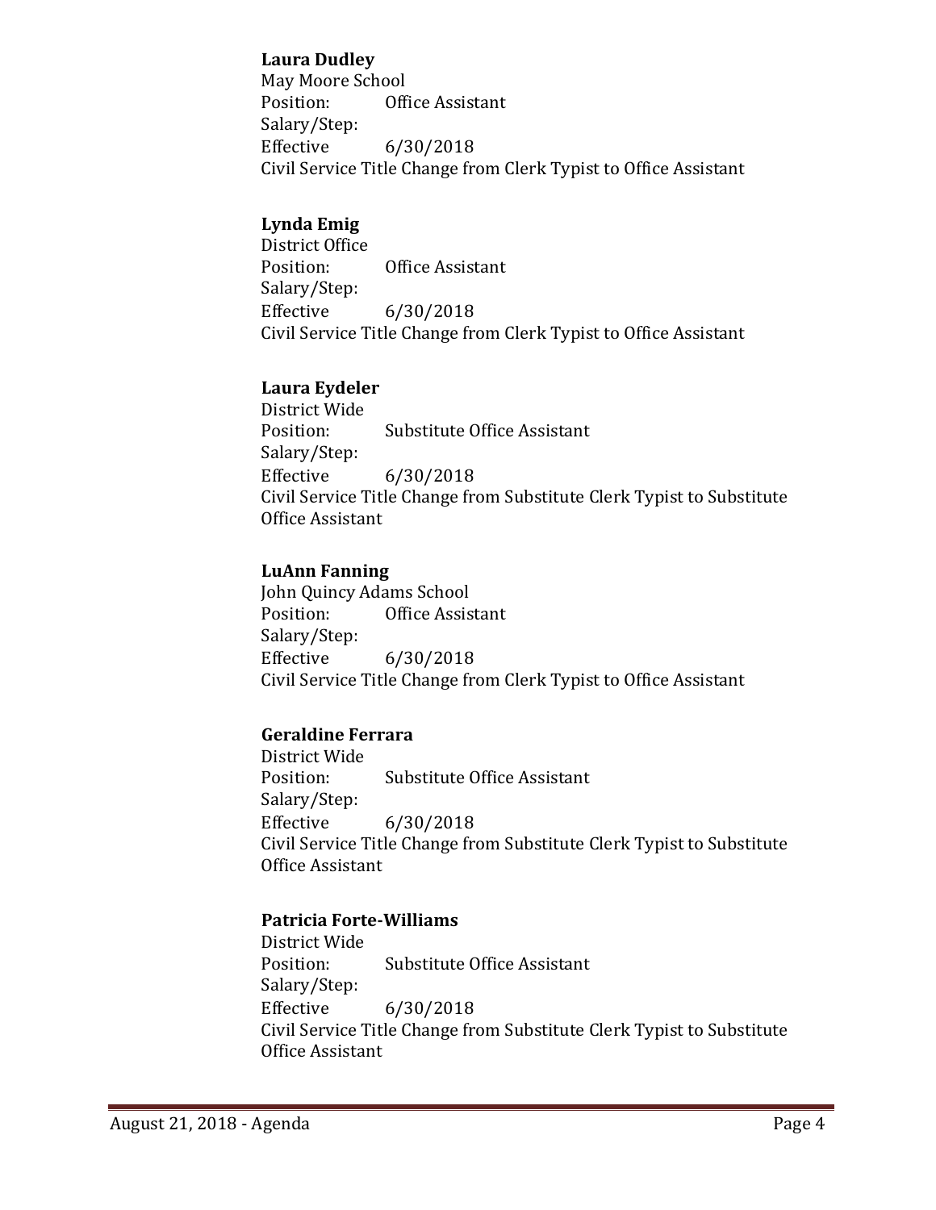**Laura Dudley**
May Moore School
Position: Office Assistant
Salary/Step:
Effective 6/30/2018
Civil Service Title Change from Clerk Typist to Office Assistant

**Lynda Emig**
District Office
Position: Office Assistant
Salary/Step:
Effective 6/30/2018
Civil Service Title Change from Clerk Typist to Office Assistant

**Laura Eydeler**
District Wide
Position: Substitute Office Assistant
Salary/Step:
Effective 6/30/2018
Civil Service Title Change from Substitute Clerk Typist to Substitute Office Assistant

**LuAnn Fanning**
John Quincy Adams School
Position: Office Assistant
Salary/Step:
Effective 6/30/2018
Civil Service Title Change from Clerk Typist to Office Assistant

**Geraldine Ferrara**
District Wide
Position: Substitute Office Assistant
Salary/Step:
Effective 6/30/2018
Civil Service Title Change from Substitute Clerk Typist to Substitute Office Assistant

**Patricia Forte-Williams**
District Wide
Position: Substitute Office Assistant
Salary/Step:
Effective 6/30/2018
Civil Service Title Change from Substitute Clerk Typist to Substitute Office Assistant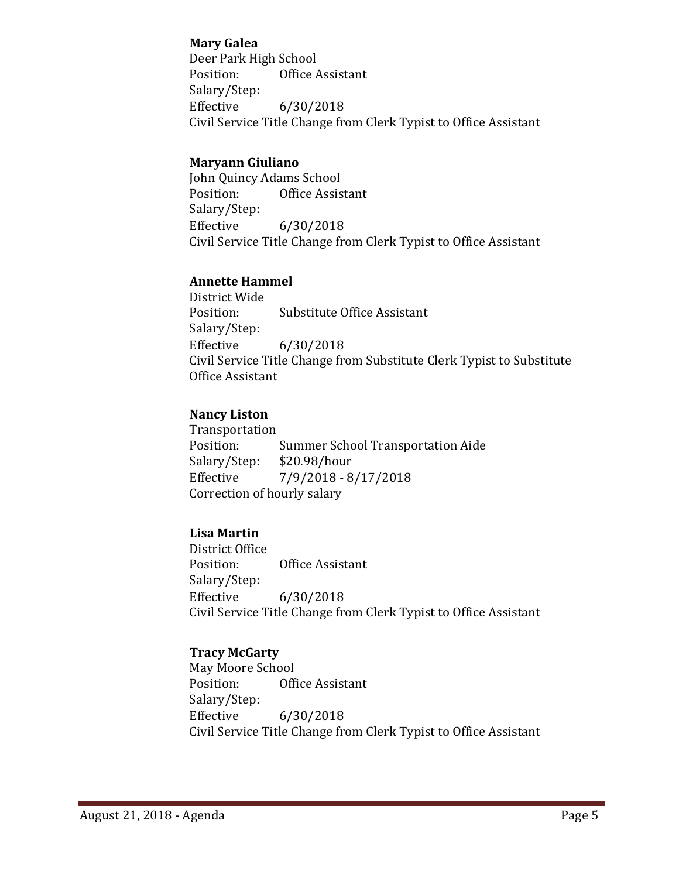**Mary Galea**
Deer Park High School
Position: Office Assistant
Salary/Step:
Effective 6/30/2018
Civil Service Title Change from Clerk Typist to Office Assistant

**Maryann Giuliano**
John Quincy Adams School
Position: Office Assistant
Salary/Step:
Effective 6/30/2018
Civil Service Title Change from Clerk Typist to Office Assistant

**Annette Hammel**
District Wide
Position: Substitute Office Assistant
Salary/Step:
Effective 6/30/2018
Civil Service Title Change from Substitute Clerk Typist to Substitute Office Assistant

**Nancy Liston**
Transportation
Position: Summer School Transportation Aide
Salary/Step: $20.98/hour
Effective 7/9/2018 - 8/17/2018
Correction of hourly salary

**Lisa Martin**
District Office
Position: Office Assistant
Salary/Step:
Effective 6/30/2018
Civil Service Title Change from Clerk Typist to Office Assistant

**Tracy McGarty**
May Moore School
Position: Office Assistant
Salary/Step:
Effective 6/30/2018
Civil Service Title Change from Clerk Typist to Office Assistant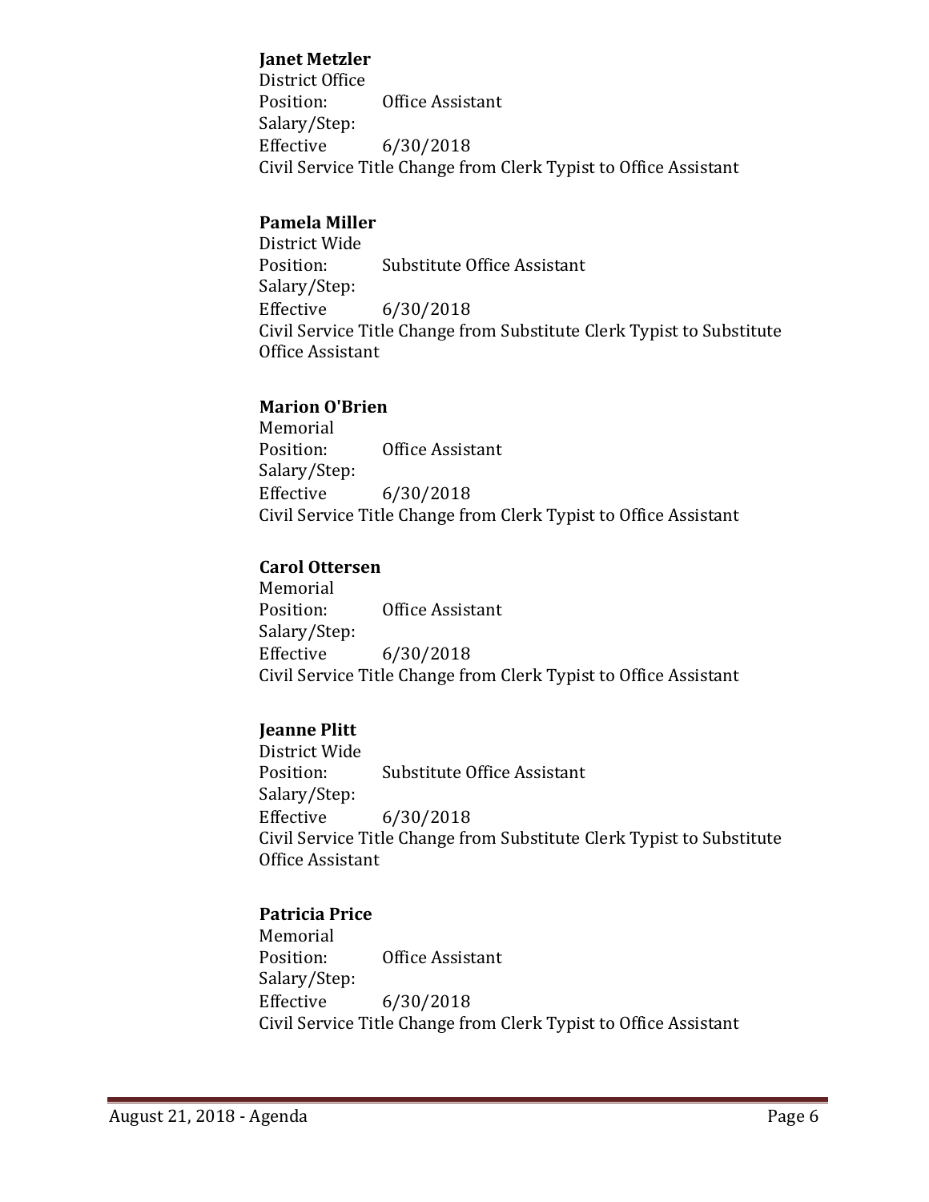**Janet Metzler**
District Office
Position: Office Assistant
Salary/Step:
Effective 6/30/2018
Civil Service Title Change from Clerk Typist to Office Assistant

**Pamela Miller**
District Wide
Position: Substitute Office Assistant
Salary/Step:
Effective 6/30/2018
Civil Service Title Change from Substitute Clerk Typist to Substitute Office Assistant

**Marion O'Brien**
Memorial
Position: Office Assistant
Salary/Step:
Effective 6/30/2018
Civil Service Title Change from Clerk Typist to Office Assistant

**Carol Ottersen**
Memorial
Position: Office Assistant
Salary/Step:
Effective 6/30/2018
Civil Service Title Change from Clerk Typist to Office Assistant

**Jeanne Plitt**
District Wide
Position: Substitute Office Assistant
Salary/Step:
Effective 6/30/2018
Civil Service Title Change from Substitute Clerk Typist to Substitute Office Assistant

**Patricia Price**
Memorial
Position: Office Assistant
Salary/Step:
Effective 6/30/2018
Civil Service Title Change from Clerk Typist to Office Assistant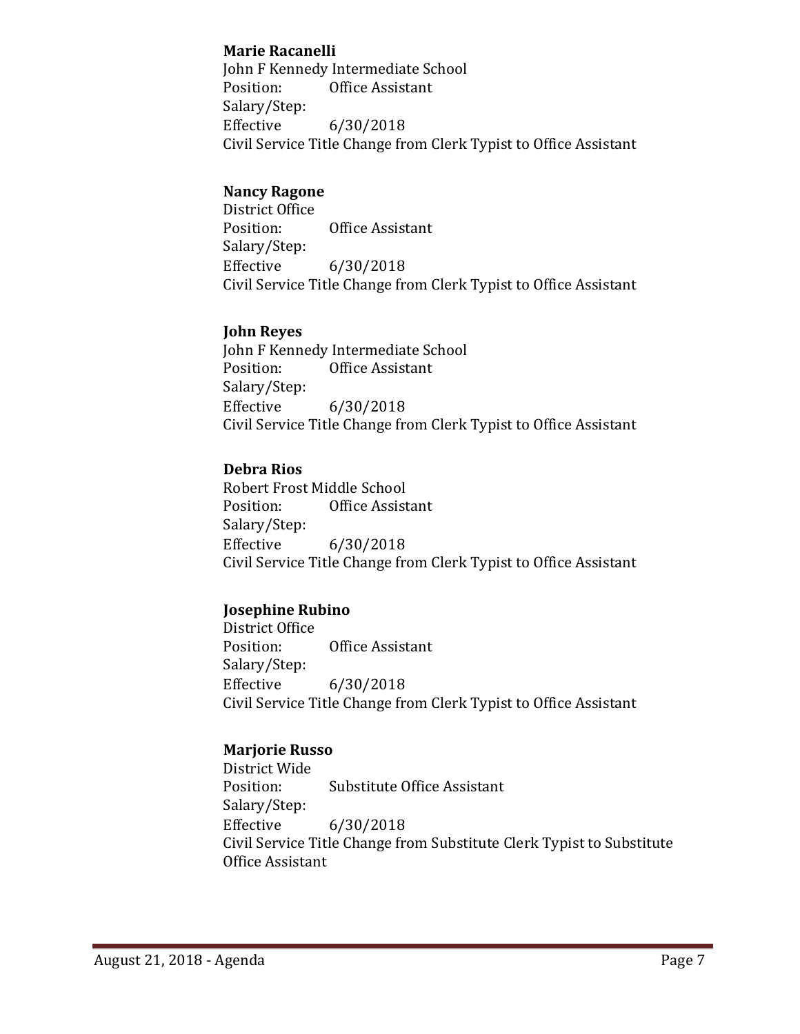**Marie Racanelli**
John F Kennedy Intermediate School
Position: Office Assistant
Salary/Step:
Effective 6/30/2018
Civil Service Title Change from Clerk Typist to Office Assistant

**Nancy Ragone**
District Office
Position: Office Assistant
Salary/Step:
Effective 6/30/2018
Civil Service Title Change from Clerk Typist to Office Assistant

**John Reyes**
John F Kennedy Intermediate School
Position: Office Assistant
Salary/Step:
Effective 6/30/2018
Civil Service Title Change from Clerk Typist to Office Assistant

**Debra Rios**
Robert Frost Middle School
Position: Office Assistant
Salary/Step:
Effective 6/30/2018
Civil Service Title Change from Clerk Typist to Office Assistant

**Josephine Rubino**
District Office
Position: Office Assistant
Salary/Step:
Effective 6/30/2018
Civil Service Title Change from Clerk Typist to Office Assistant

**Marjorie Russo**
District Wide
Position: Substitute Office Assistant
Salary/Step:
Effective 6/30/2018
Civil Service Title Change from Substitute Clerk Typist to Substitute Office Assistant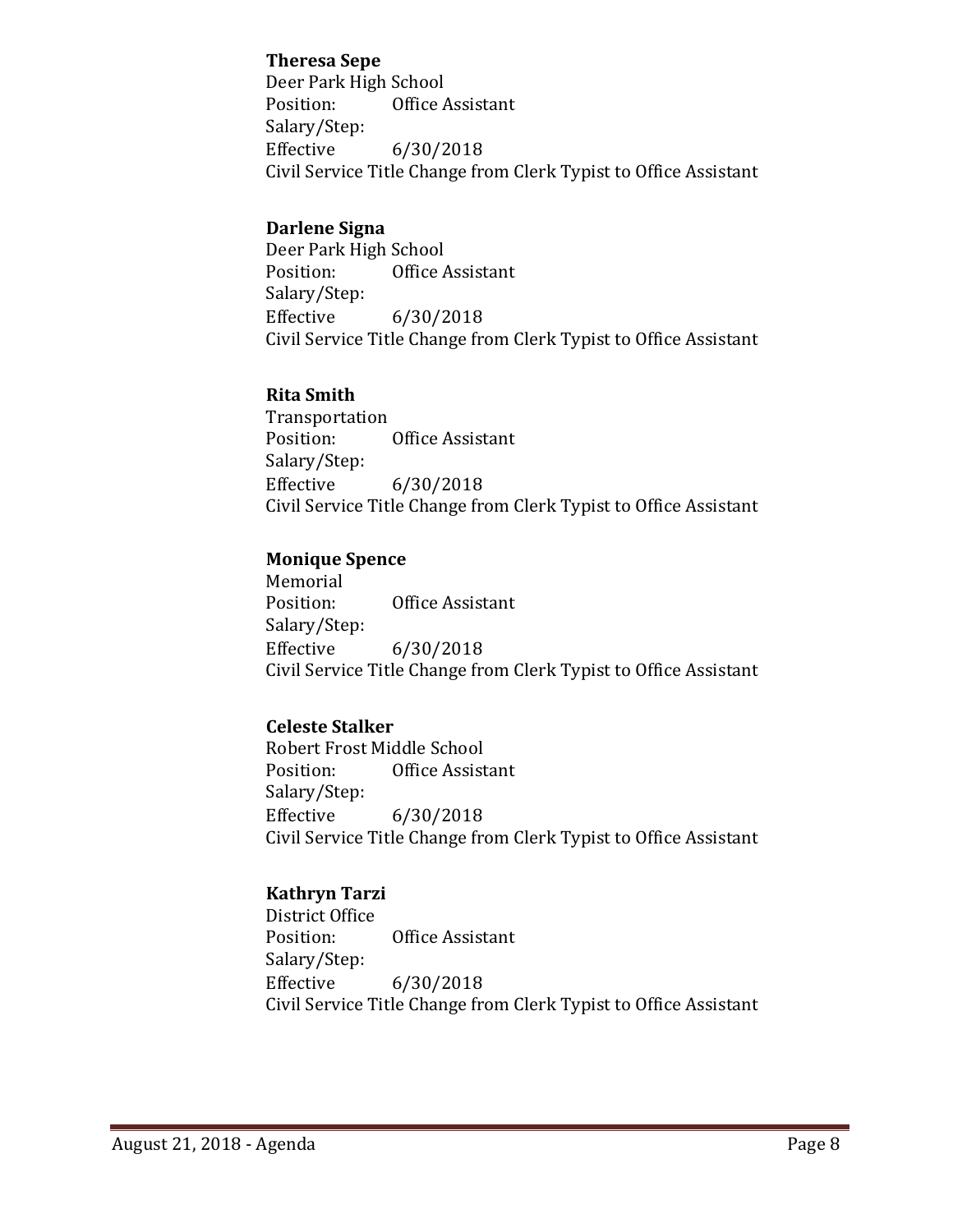**Theresa Sepe**
Deer Park High School
Position: Office Assistant
Salary/Step:
Effective 6/30/2018
Civil Service Title Change from Clerk Typist to Office Assistant

**Darlene Signa**
Deer Park High School
Position: Office Assistant
Salary/Step:
Effective 6/30/2018
Civil Service Title Change from Clerk Typist to Office Assistant

**Rita Smith**
Transportation
Position: Office Assistant
Salary/Step:
Effective 6/30/2018
Civil Service Title Change from Clerk Typist to Office Assistant

**Monique Spence**
Memorial
Position: Office Assistant
Salary/Step:
Effective 6/30/2018
Civil Service Title Change from Clerk Typist to Office Assistant

**Celeste Stalker**
Robert Frost Middle School
Position: Office Assistant
Salary/Step:
Effective 6/30/2018
Civil Service Title Change from Clerk Typist to Office Assistant

**Kathryn Tarzi**
District Office
Position: Office Assistant
Salary/Step:
Effective 6/30/2018
Civil Service Title Change from Clerk Typist to Office Assistant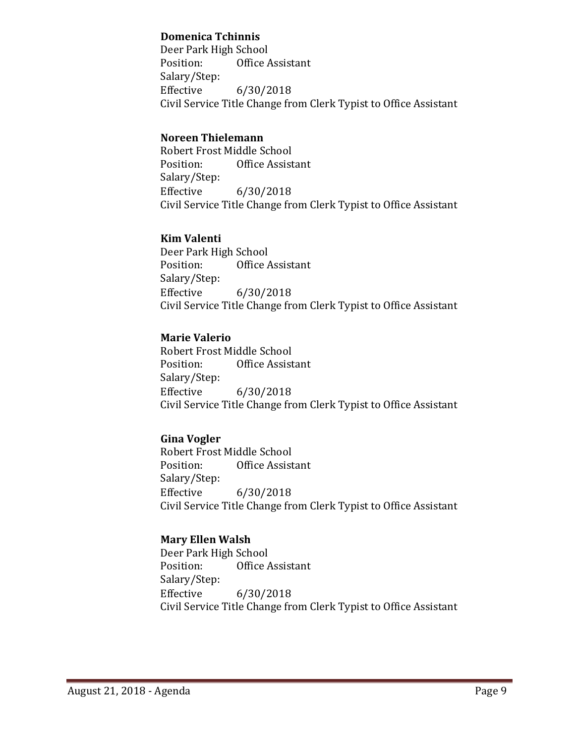**Domenica Tchinnis**
Deer Park High School
Position: Office Assistant
Salary/Step:
Effective 6/30/2018
Civil Service Title Change from Clerk Typist to Office Assistant

**Noreen Thielemann**
Robert Frost Middle School
Position: Office Assistant
Salary/Step:
Effective 6/30/2018
Civil Service Title Change from Clerk Typist to Office Assistant

**Kim Valenti**
Deer Park High School
Position: Office Assistant
Salary/Step:
Effective 6/30/2018
Civil Service Title Change from Clerk Typist to Office Assistant

**Marie Valerio**
Robert Frost Middle School
Position: Office Assistant
Salary/Step:
Effective 6/30/2018
Civil Service Title Change from Clerk Typist to Office Assistant

**Gina Vogler**
Robert Frost Middle School
Position: Office Assistant
Salary/Step:
Effective 6/30/2018
Civil Service Title Change from Clerk Typist to Office Assistant

**Mary Ellen Walsh**
Deer Park High School
Position: Office Assistant
Salary/Step:
Effective 6/30/2018
Civil Service Title Change from Clerk Typist to Office Assistant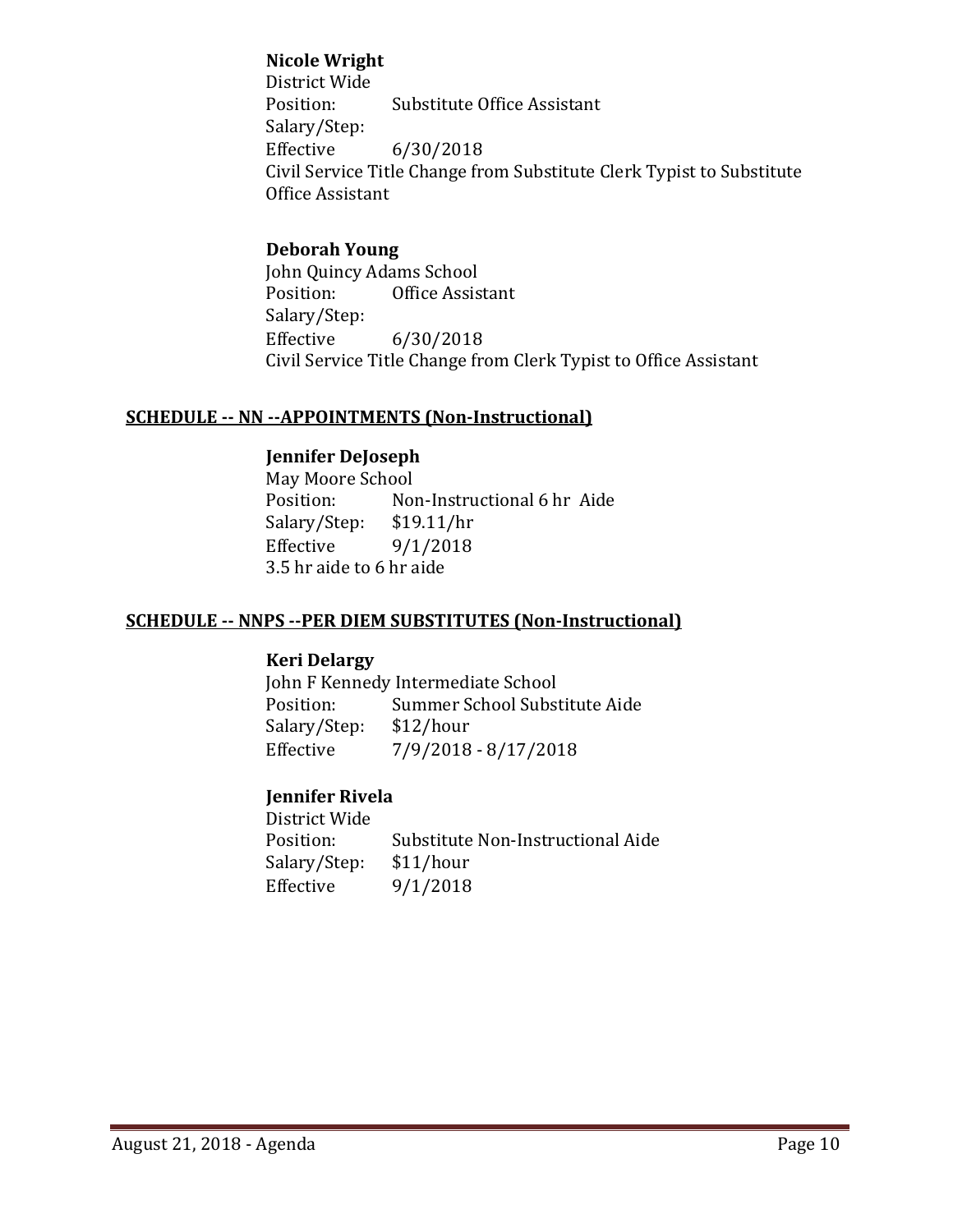**Nicole Wright**
District Wide
Position: Substitute Office Assistant
Salary/Step:
Effective 6/30/2018
Civil Service Title Change from Substitute Clerk Typist to Substitute Office Assistant

**Deborah Young**
John Quincy Adams School
Position: Office Assistant
Salary/Step:
Effective 6/30/2018
Civil Service Title Change from Clerk Typist to Office Assistant

**SCHEDULE -- NN --APPOINTMENTS (Non-Instructional)**

**Jennifer DeJoseph**
May Moore School
Position: Non-Instructional 6 hr Aide
Salary/Step: $19.11/hr
Effective 9/1/2018
3.5 hr aide to 6 hr aide

**SCHEDULE -- NNPS --PER DIEM SUBSTITUTES (Non-Instructional)**

**Keri Delargy**
John F Kennedy Intermediate School
Position: Summer School Substitute Aide
Salary/Step: $12/hour
Effective 7/9/2018 - 8/17/2018

**Jennifer Rivela**
District Wide
Position: Substitute Non-Instructional Aide
Salary/Step: $11/hour
Effective 9/1/2018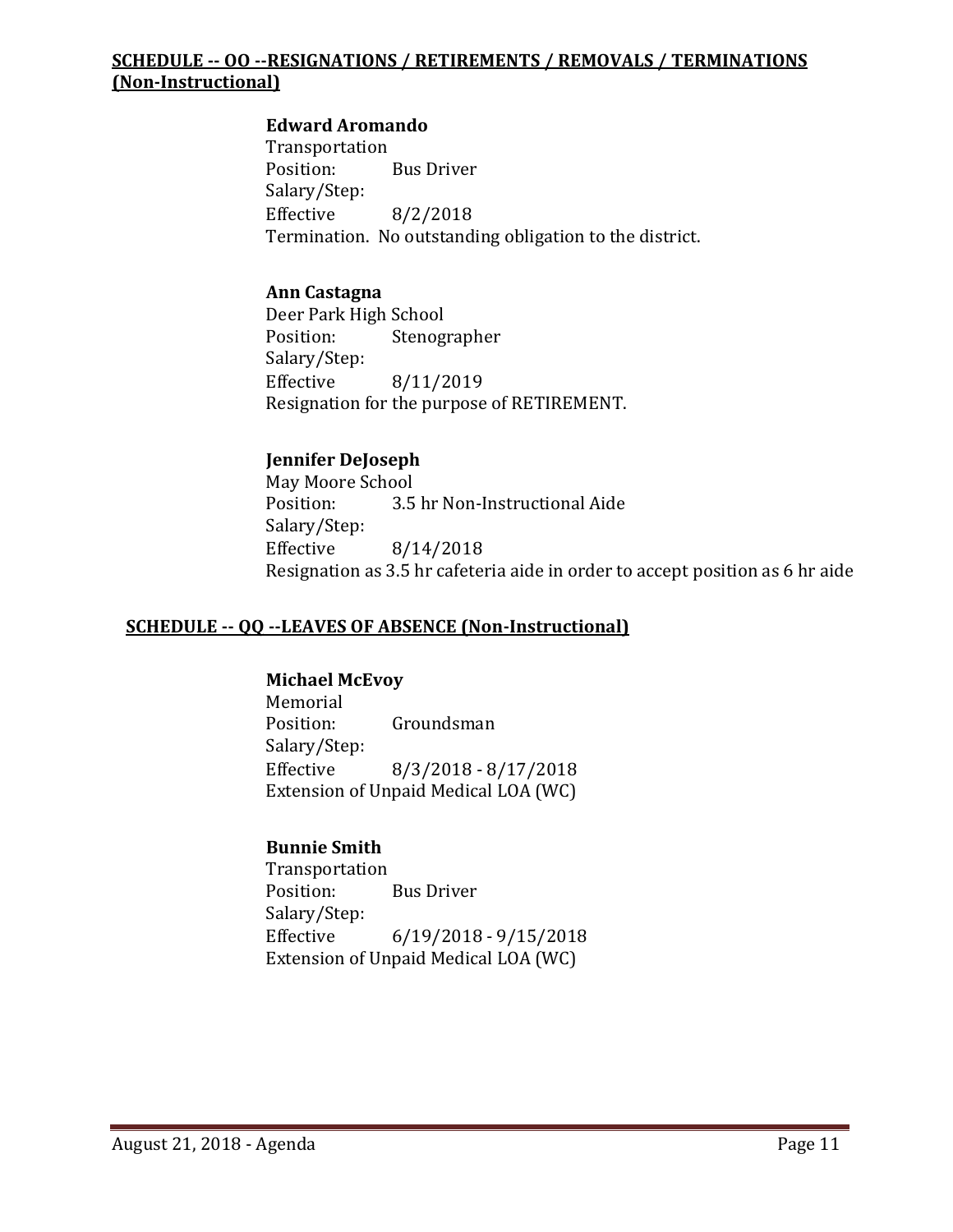**SCHEDULE -- OO --RESIGNATIONS / RETIREMENTS / REMOVALS / TERMINATIONS (Non-Instructional)**

**Edward Aromando**
Transportation
Position: Bus Driver
Salary/Step:
Effective 8/2/2018
Termination. No outstanding obligation to the district.

**Ann Castagna**
Deer Park High School
Position: Stenographer
Salary/Step:
Effective 8/11/2019
Resignation for the purpose of RETIREMENT.

**Jennifer DeJoseph**
May Moore School
Position: 3.5 hr Non-Instructional Aide
Salary/Step:
Effective 8/14/2018
Resignation as 3.5 hr cafeteria aide in order to accept position as 6 hr aide

**SCHEDULE -- QQ --LEAVES OF ABSENCE (Non-Instructional)**

**Michael McEvoy**
Memorial
Position: Groundsman
Salary/Step:
Effective 8/3/2018 - 8/17/2018
Extension of Unpaid Medical LOA (WC)

**Bunnie Smith**
Transportation
Position: Bus Driver
Salary/Step:
Effective 6/19/2018 - 9/15/2018
Extension of Unpaid Medical LOA (WC)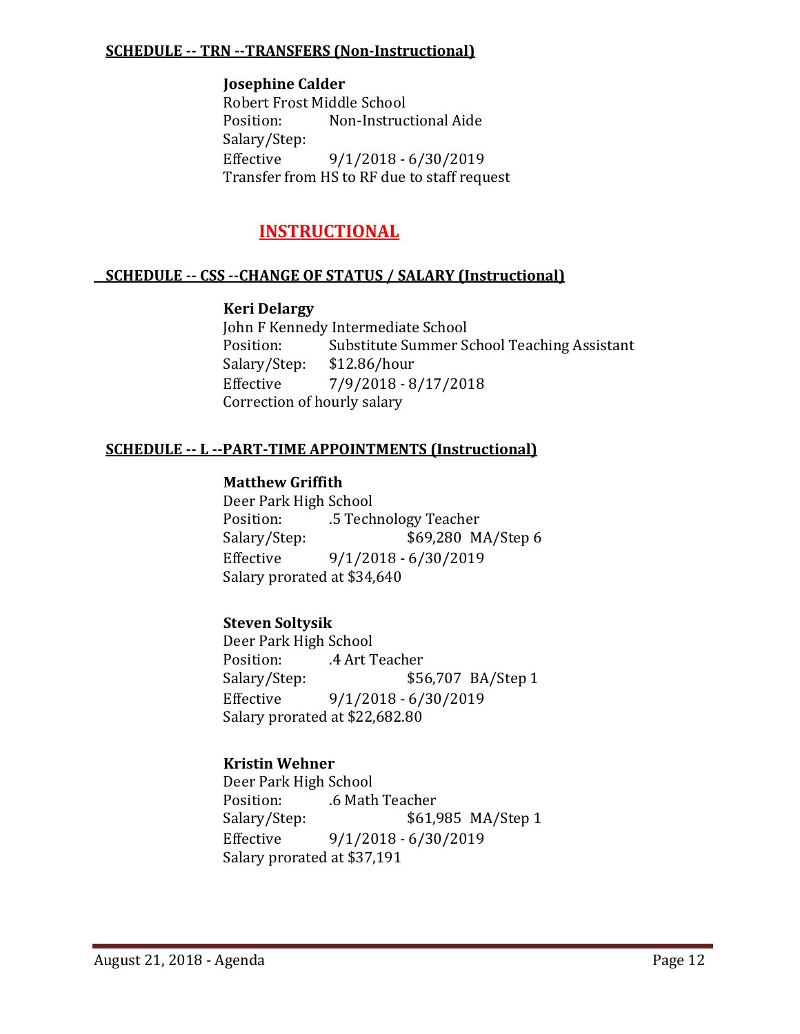**SCHEDULE -- TRN --TRANSFERS (Non-Instructional)**

**Josephine Calder**
Robert Frost Middle School
Position: Non-Instructional Aide
Salary/Step:
Effective 9/1/2018 - 6/30/2019
Transfer from HS to RF due to staff request

# INSTRUCTIONAL

**SCHEDULE -- CSS --CHANGE OF STATUS / SALARY (Instructional)**

**Keri Delargy**
John F Kennedy Intermediate School
Position: Substitute Summer School Teaching Assistant
Salary/Step: $12.86/hour
Effective 7/9/2018 - 8/17/2018
Correction of hourly salary

**SCHEDULE -- L --PART-TIME APPOINTMENTS (Instructional)**

**Matthew Griffith**
Deer Park High School
Position: .5 Technology Teacher
Salary/Step: $69,280 MA/Step 6
Effective 9/1/2018 - 6/30/2019
Salary prorated at $34,640

**Steven Soltysik**
Deer Park High School
Position: .4 Art Teacher
Salary/Step: $56,707 BA/Step 1
Effective 9/1/2018 - 6/30/2019
Salary prorated at $22,682.80

**Kristin Wehner**
Deer Park High School
Position: .6 Math Teacher
Salary/Step: $61,985 MA/Step 1
Effective 9/1/2018 - 6/30/2019
Salary prorated at $37,191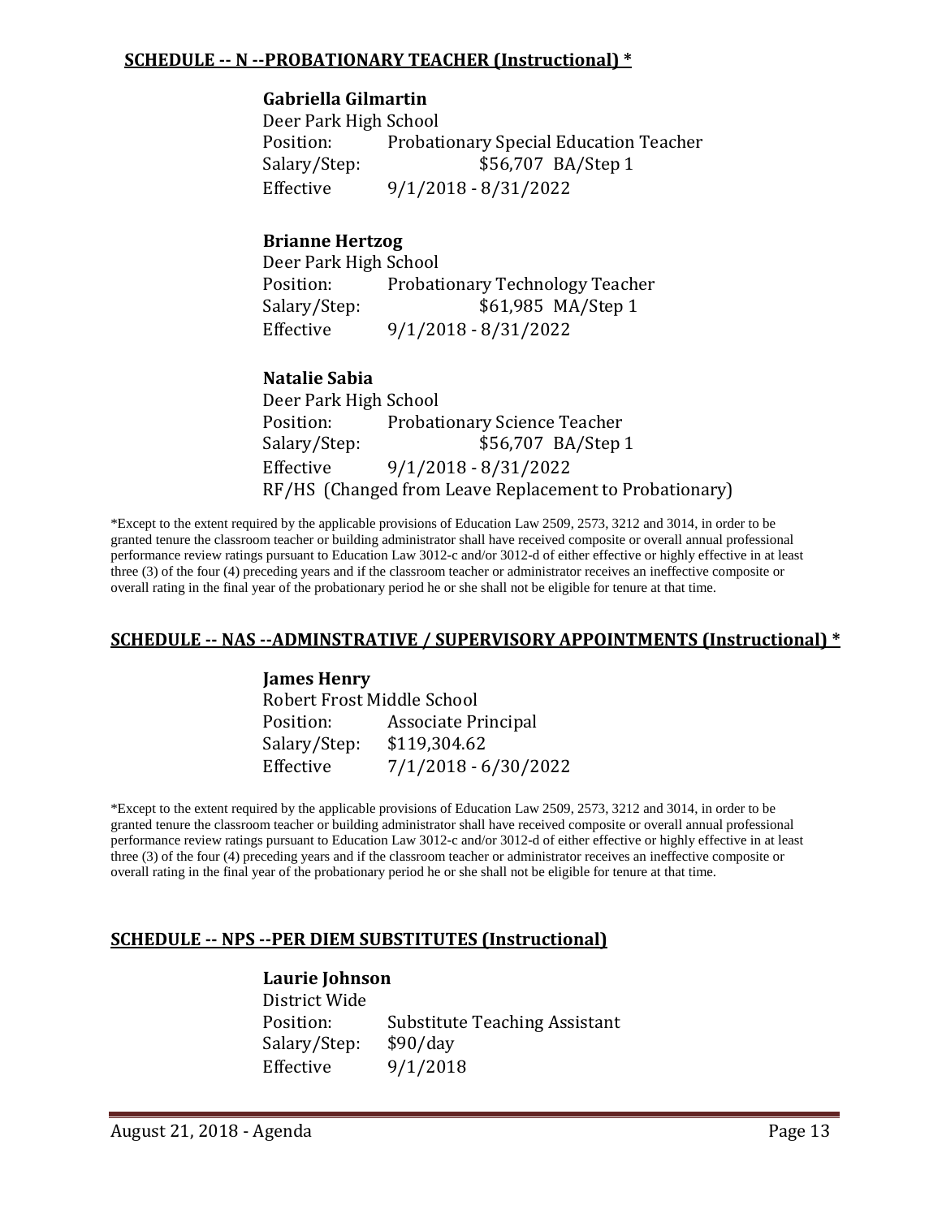## SCHEDULE -- N --PROBATIONARY TEACHER (Instructional) *

**Gabriella Gilmartin**
Deer Park High School
Position: Probationary Special Education Teacher
Salary/Step: $56,707 BA/Step 1
Effective 9/1/2018 - 8/31/2022

**Brianne Hertzog**
Deer Park High School
Position: Probationary Technology Teacher
Salary/Step: $61,985 MA/Step 1
Effective 9/1/2018 - 8/31/2022

**Natalie Sabia**
Deer Park High School
Position: Probationary Science Teacher
Salary/Step: $56,707 BA/Step 1
Effective 9/1/2018 - 8/31/2022
RF/HS (Changed from Leave Replacement to Probationary)

*Except to the extent required by the applicable provisions of Education Law 2509, 2573, 3212 and 3014, in order to be granted tenure the classroom teacher or building administrator shall have received composite or overall annual professional performance review ratings pursuant to Education Law 3012-c and/or 3012-d of either effective or highly effective in at least three (3) of the four (4) preceding years and if the classroom teacher or administrator receives an ineffective composite or overall rating in the final year of the probationary period he or she shall not be eligible for tenure at that time.

## SCHEDULE -- NAS --ADMINSTRATIVE / SUPERVISORY APPOINTMENTS (Instructional) *

**James Henry**
Robert Frost Middle School
Position: Associate Principal
Salary/Step: $119,304.62
Effective 7/1/2018 - 6/30/2022

*Except to the extent required by the applicable provisions of Education Law 2509, 2573, 3212 and 3014, in order to be granted tenure the classroom teacher or building administrator shall have received composite or overall annual professional performance review ratings pursuant to Education Law 3012-c and/or 3012-d of either effective or highly effective in at least three (3) of the four (4) preceding years and if the classroom teacher or administrator receives an ineffective composite or overall rating in the final year of the probationary period he or she shall not be eligible for tenure at that time.

## SCHEDULE -- NPS --PER DIEM SUBSTITUTES (Instructional)

**Laurie Johnson**
District Wide
Position: Substitute Teaching Assistant
Salary/Step: $90/day
Effective 9/1/2018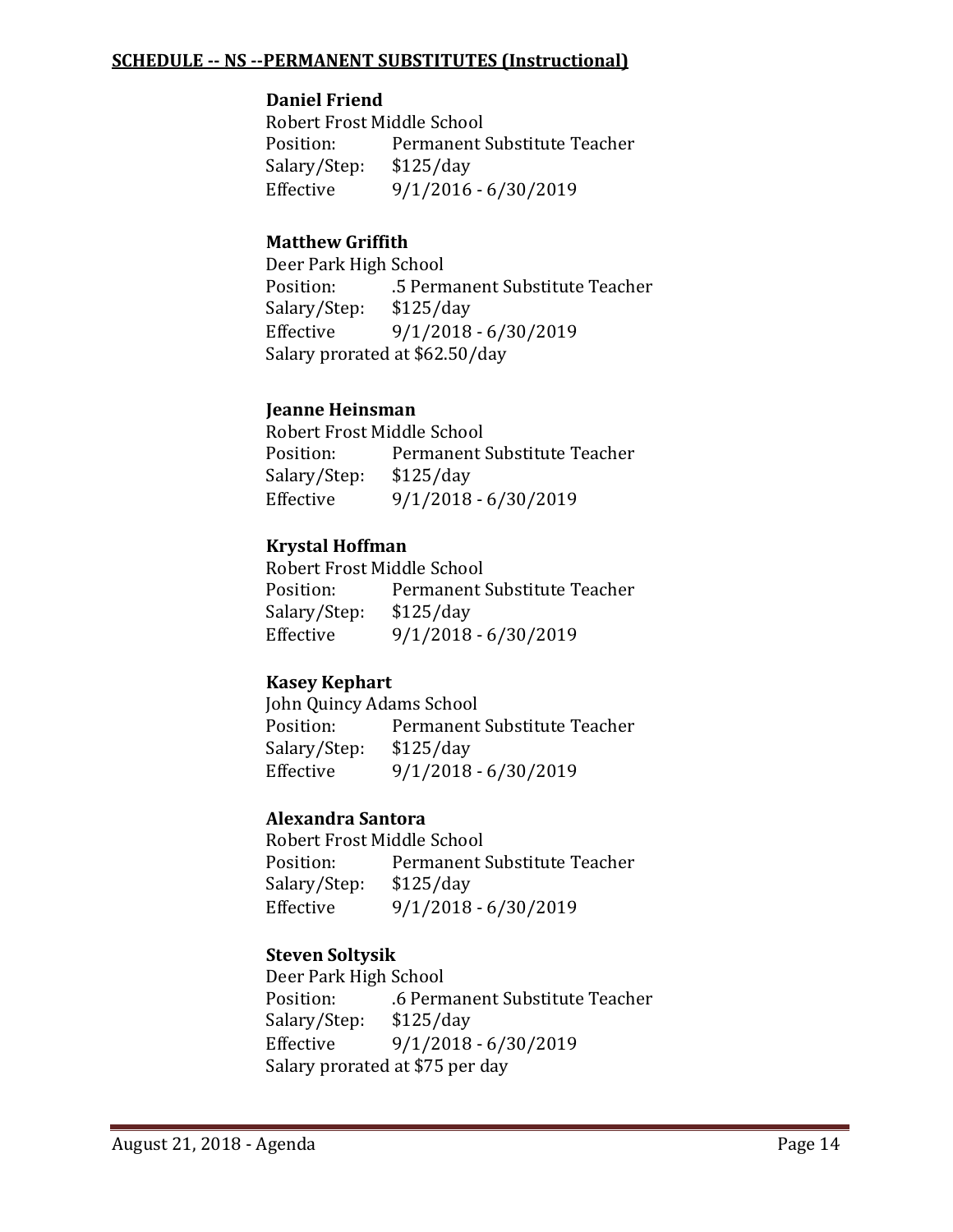**SCHEDULE -- NS --PERMANENT SUBSTITUTES (Instructional)**

**Daniel Friend**
Robert Frost Middle School
Position: Permanent Substitute Teacher
Salary/Step: $125/day
Effective 9/1/2016 - 6/30/2019

**Matthew Griffith**
Deer Park High School
Position: .5 Permanent Substitute Teacher
Salary/Step: $125/day
Effective 9/1/2018 - 6/30/2019
Salary prorated at $62.50/day

**Jeanne Heinsman**
Robert Frost Middle School
Position: Permanent Substitute Teacher
Salary/Step: $125/day
Effective 9/1/2018 - 6/30/2019

**Krystal Hoffman**
Robert Frost Middle School
Position: Permanent Substitute Teacher
Salary/Step: $125/day
Effective 9/1/2018 - 6/30/2019

**Kasey Kephart**
John Quincy Adams School
Position: Permanent Substitute Teacher
Salary/Step: $125/day
Effective 9/1/2018 - 6/30/2019

**Alexandra Santora**
Robert Frost Middle School
Position: Permanent Substitute Teacher
Salary/Step: $125/day
Effective 9/1/2018 - 6/30/2019

**Steven Soltysik**
Deer Park High School
Position: .6 Permanent Substitute Teacher
Salary/Step: $125/day
Effective 9/1/2018 - 6/30/2019
Salary prorated at $75 per day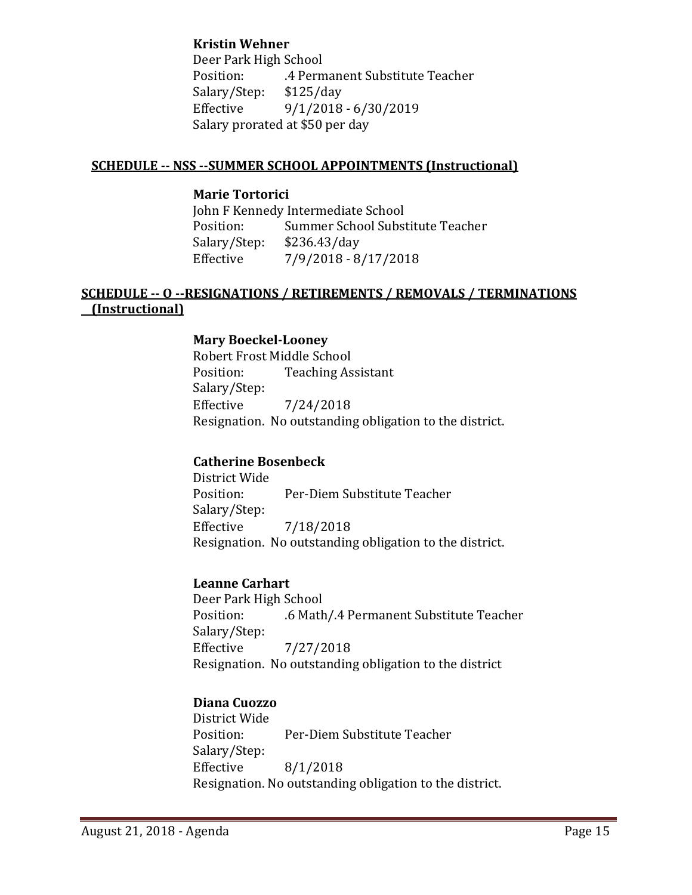**Kristin Wehner**
Deer Park High School
Position: .4 Permanent Substitute Teacher
Salary/Step: $125/day
Effective 9/1/2018 - 6/30/2019
Salary prorated at $50 per day

**SCHEDULE -- NSS --SUMMER SCHOOL APPOINTMENTS (Instructional)**

**Marie Tortorici**
John F Kennedy Intermediate School
Position: Summer School Substitute Teacher
Salary/Step: $236.43/day
Effective 7/9/2018 - 8/17/2018

**SCHEDULE -- O --RESIGNATIONS / RETIREMENTS / REMOVALS / TERMINATIONS (Instructional)**

**Mary Boeckel-Looney**
Robert Frost Middle School
Position: Teaching Assistant
Salary/Step:
Effective 7/24/2018
Resignation. No outstanding obligation to the district.

**Catherine Bosenbeck**
District Wide
Position: Per-Diem Substitute Teacher
Salary/Step:
Effective 7/18/2018
Resignation. No outstanding obligation to the district.

**Leanne Carhart**
Deer Park High School
Position: .6 Math/.4 Permanent Substitute Teacher
Salary/Step:
Effective 7/27/2018
Resignation. No outstanding obligation to the district

**Diana Cuozzo**
District Wide
Position: Per-Diem Substitute Teacher
Salary/Step:
Effective 8/1/2018
Resignation. No outstanding obligation to the district.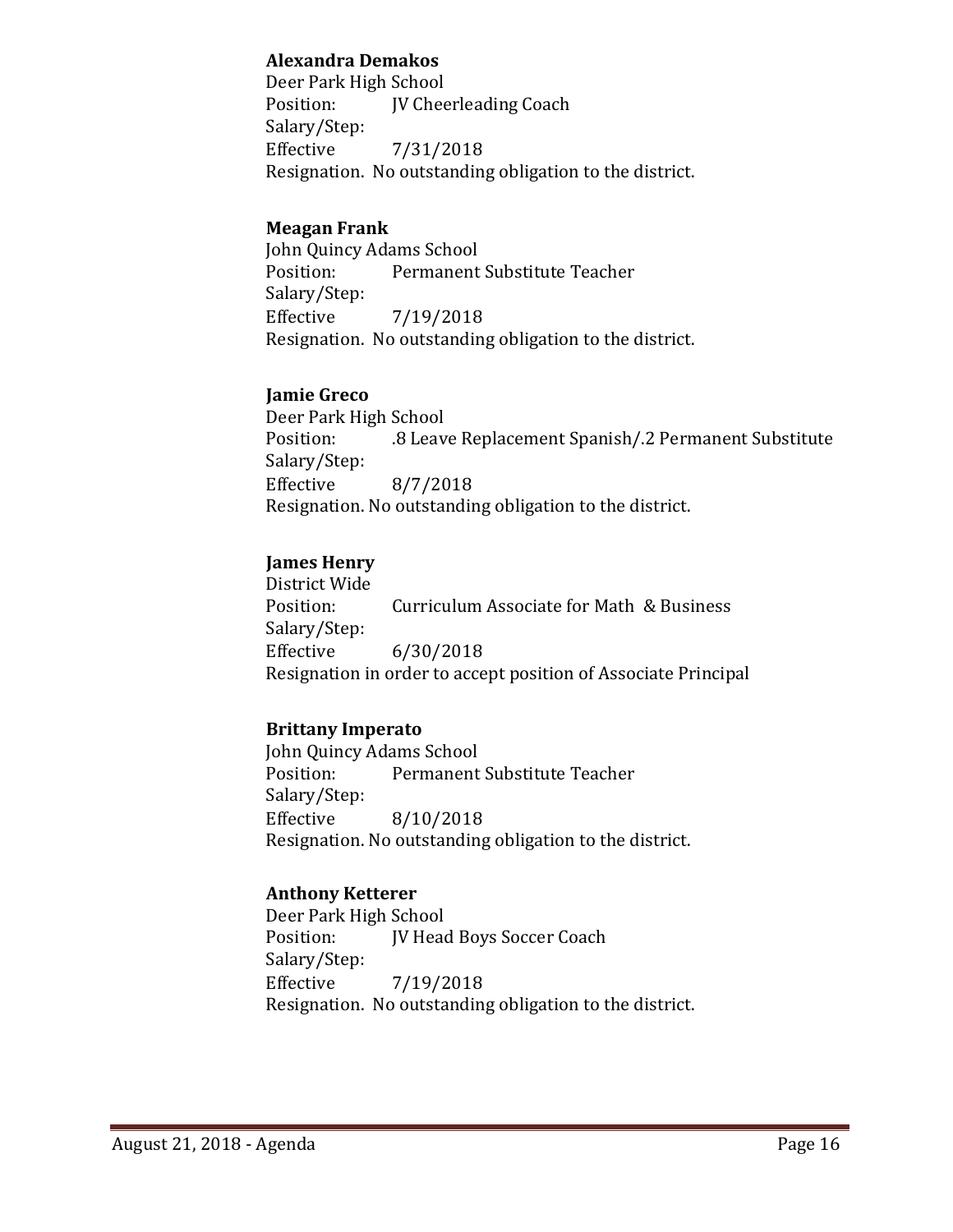**Alexandra Demakos**
Deer Park High School
Position: JV Cheerleading Coach
Salary/Step:
Effective 7/31/2018
Resignation. No outstanding obligation to the district.

**Meagan Frank**
John Quincy Adams School
Position: Permanent Substitute Teacher
Salary/Step:
Effective 7/19/2018
Resignation. No outstanding obligation to the district.

**Jamie Greco**
Deer Park High School
Position: .8 Leave Replacement Spanish/.2 Permanent Substitute
Salary/Step:
Effective 8/7/2018
Resignation. No outstanding obligation to the district.

**James Henry**
District Wide
Position: Curriculum Associate for Math & Business
Salary/Step:
Effective 6/30/2018
Resignation in order to accept position of Associate Principal

**Brittany Imperato**
John Quincy Adams School
Position: Permanent Substitute Teacher
Salary/Step:
Effective 8/10/2018
Resignation. No outstanding obligation to the district.

**Anthony Ketterer**
Deer Park High School
Position: JV Head Boys Soccer Coach
Salary/Step:
Effective 7/19/2018
Resignation. No outstanding obligation to the district.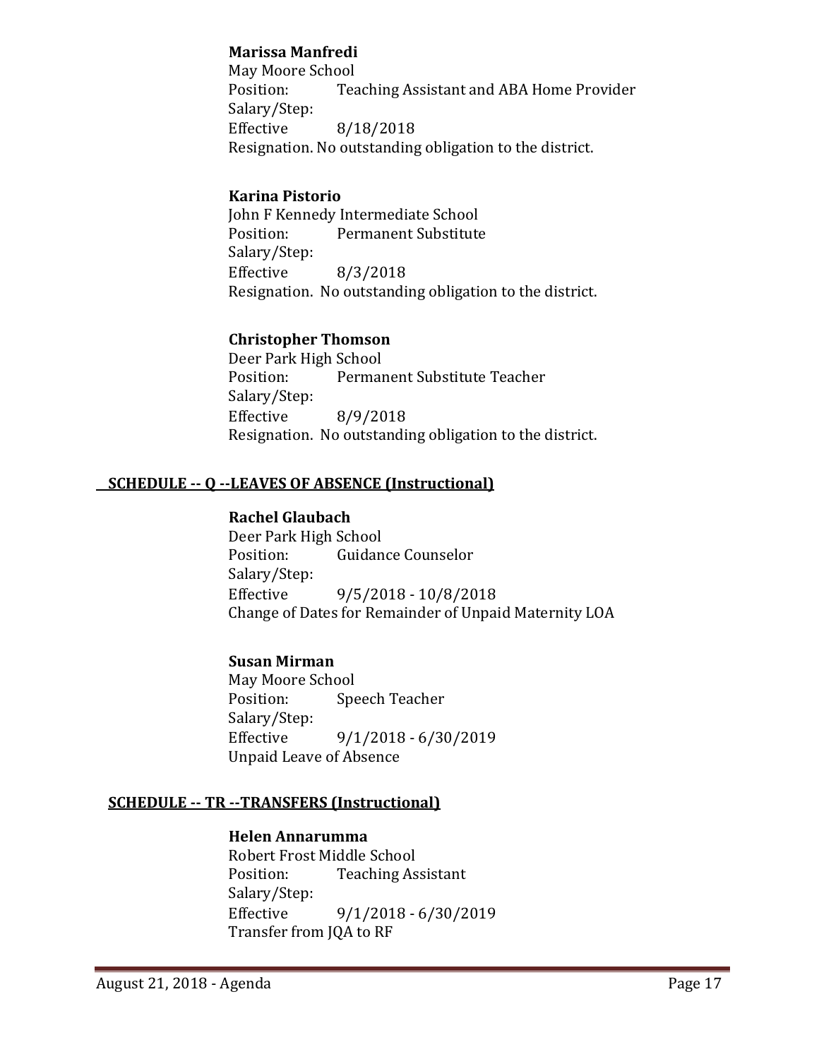**Marissa Manfredi**
May Moore School
Position: Teaching Assistant and ABA Home Provider
Salary/Step:
Effective 8/18/2018
Resignation. No outstanding obligation to the district.

**Karina Pistorio**
John F Kennedy Intermediate School
Position: Permanent Substitute
Salary/Step:
Effective 8/3/2018
Resignation. No outstanding obligation to the district.

**Christopher Thomson**
Deer Park High School
Position: Permanent Substitute Teacher
Salary/Step:
Effective 8/9/2018
Resignation. No outstanding obligation to the district.

## SCHEDULE -- Q --LEAVES OF ABSENCE (Instructional)

**Rachel Glaubach**
Deer Park High School
Position: Guidance Counselor
Salary/Step:
Effective 9/5/2018 - 10/8/2018
Change of Dates for Remainder of Unpaid Maternity LOA

**Susan Mirman**
May Moore School
Position: Speech Teacher
Salary/Step:
Effective 9/1/2018 - 6/30/2019
Unpaid Leave of Absence

## SCHEDULE -- TR --TRANSFERS (Instructional)

**Helen Annarumma**
Robert Frost Middle School
Position: Teaching Assistant
Salary/Step:
Effective 9/1/2018 - 6/30/2019
Transfer from JQA to RF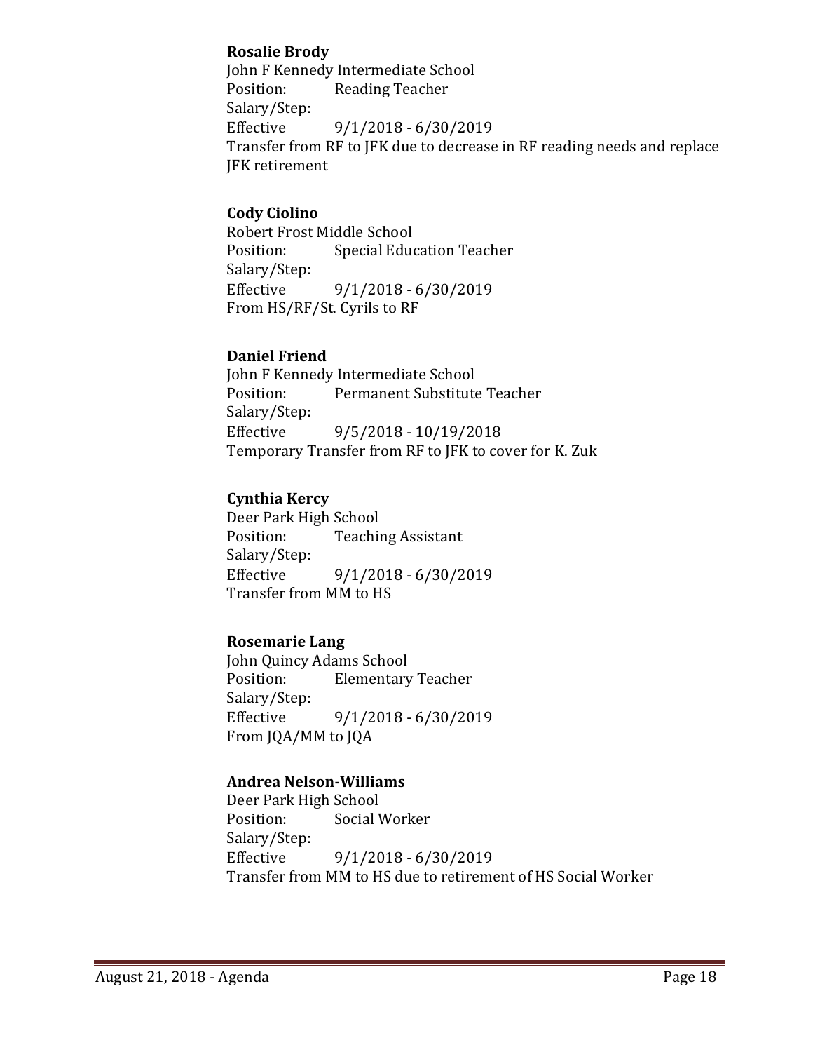**Rosalie Brody**
John F Kennedy Intermediate School
Position: Reading Teacher
Salary/Step:
Effective 9/1/2018 - 6/30/2019
Transfer from RF to JFK due to decrease in RF reading needs and replace JFK retirement

**Cody Ciolino**
Robert Frost Middle School
Position: Special Education Teacher
Salary/Step:
Effective 9/1/2018 - 6/30/2019
From HS/RF/St. Cyrils to RF

**Daniel Friend**
John F Kennedy Intermediate School
Position: Permanent Substitute Teacher
Salary/Step:
Effective 9/5/2018 - 10/19/2018
Temporary Transfer from RF to JFK to cover for K. Zuk

**Cynthia Kercy**
Deer Park High School
Position: Teaching Assistant
Salary/Step:
Effective 9/1/2018 - 6/30/2019
Transfer from MM to HS

**Rosemarie Lang**
John Quincy Adams School
Position: Elementary Teacher
Salary/Step:
Effective 9/1/2018 - 6/30/2019
From JQA/MM to JQA

**Andrea Nelson-Williams**
Deer Park High School
Position: Social Worker
Salary/Step:
Effective 9/1/2018 - 6/30/2019
Transfer from MM to HS due to retirement of HS Social Worker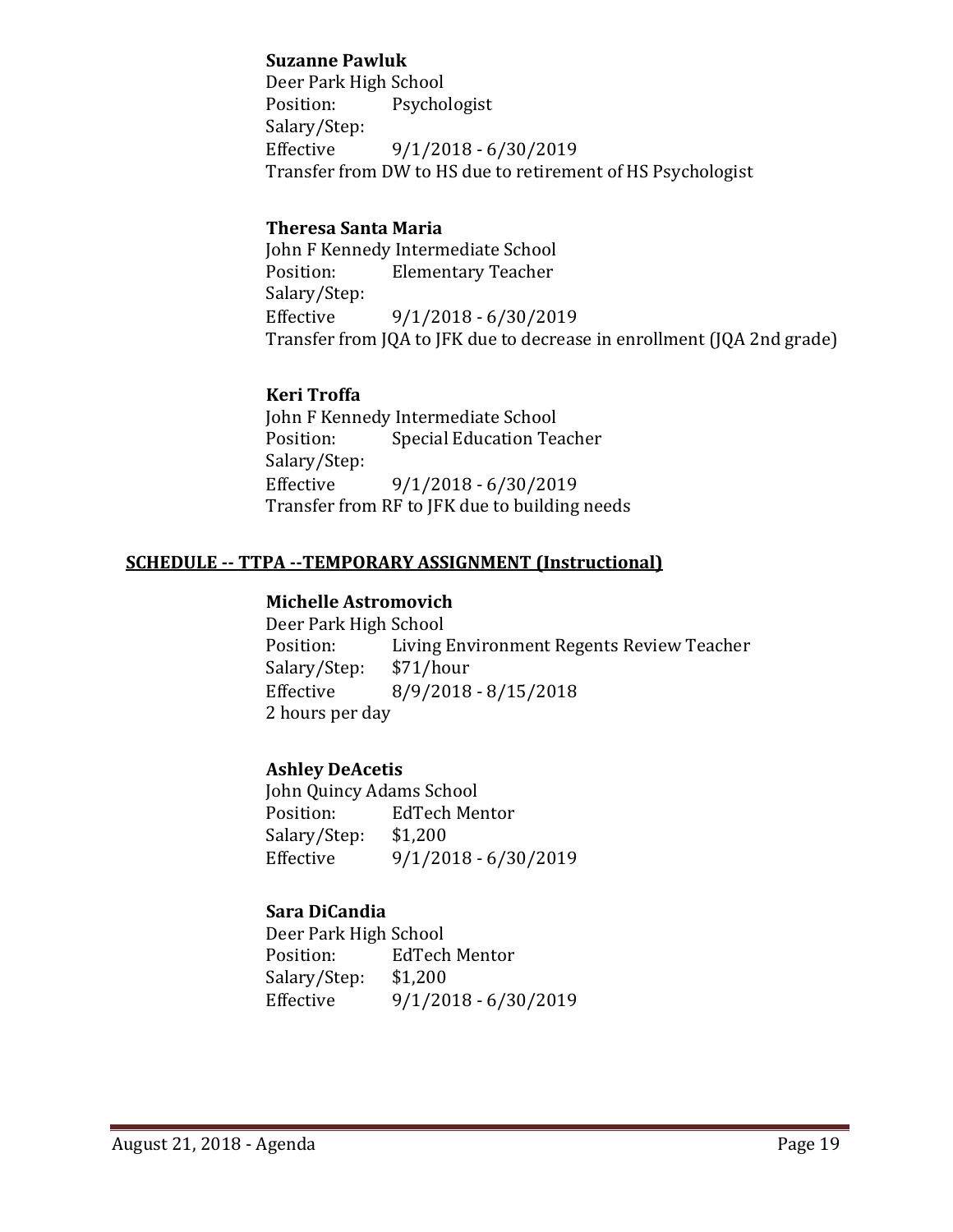**Suzanne Pawluk**
Deer Park High School
Position: Psychologist
Salary/Step:
Effective 9/1/2018 - 6/30/2019
Transfer from DW to HS due to retirement of HS Psychologist

**Theresa Santa Maria**
John F Kennedy Intermediate School
Position: Elementary Teacher
Salary/Step:
Effective 9/1/2018 - 6/30/2019
Transfer from JQA to JFK due to decrease in enrollment (JQA 2nd grade)

**Keri Troffa**
John F Kennedy Intermediate School
Position: Special Education Teacher
Salary/Step:
Effective 9/1/2018 - 6/30/2019
Transfer from RF to JFK due to building needs

## SCHEDULE -- TTPA --TEMPORARY ASSIGNMENT (Instructional)

**Michelle Astromovich**
Deer Park High School
Position: Living Environment Regents Review Teacher
Salary/Step: $71/hour
Effective 8/9/2018 - 8/15/2018
2 hours per day

**Ashley DeAcetis**
John Quincy Adams School
Position: EdTech Mentor
Salary/Step: $1,200
Effective 9/1/2018 - 6/30/2019

**Sara DiCandia**
Deer Park High School
Position: EdTech Mentor
Salary/Step: $1,200
Effective 9/1/2018 - 6/30/2019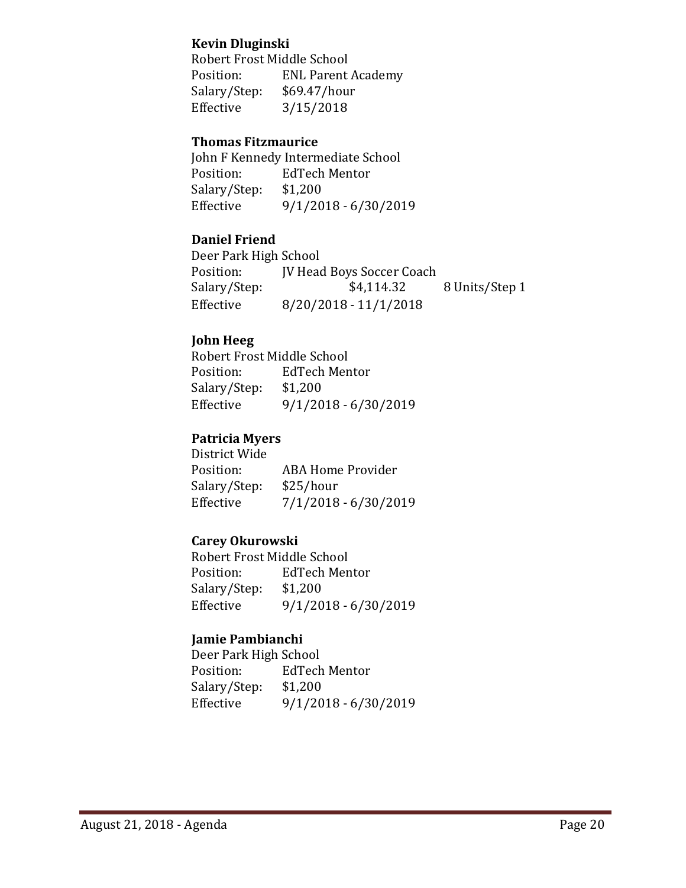**Kevin Dluginski**
Robert Frost Middle School
Position: ENL Parent Academy
Salary/Step: $69.47/hour
Effective 3/15/2018

**Thomas Fitzmaurice**
John F Kennedy Intermediate School
Position: EdTech Mentor
Salary/Step: $1,200
Effective 9/1/2018 - 6/30/2019

**Daniel Friend**
Deer Park High School
Position: JV Head Boys Soccer Coach
Salary/Step: $4,114.32 8 Units/Step 1
Effective 8/20/2018 - 11/1/2018

**John Heeg**
Robert Frost Middle School
Position: EdTech Mentor
Salary/Step: $1,200
Effective 9/1/2018 - 6/30/2019

**Patricia Myers**
District Wide
Position: ABA Home Provider
Salary/Step: $25/hour
Effective 7/1/2018 - 6/30/2019

**Carey Okurowski**
Robert Frost Middle School
Position: EdTech Mentor
Salary/Step: $1,200
Effective 9/1/2018 - 6/30/2019

**Jamie Pambianchi**
Deer Park High School
Position: EdTech Mentor
Salary/Step: $1,200
Effective 9/1/2018 - 6/30/2019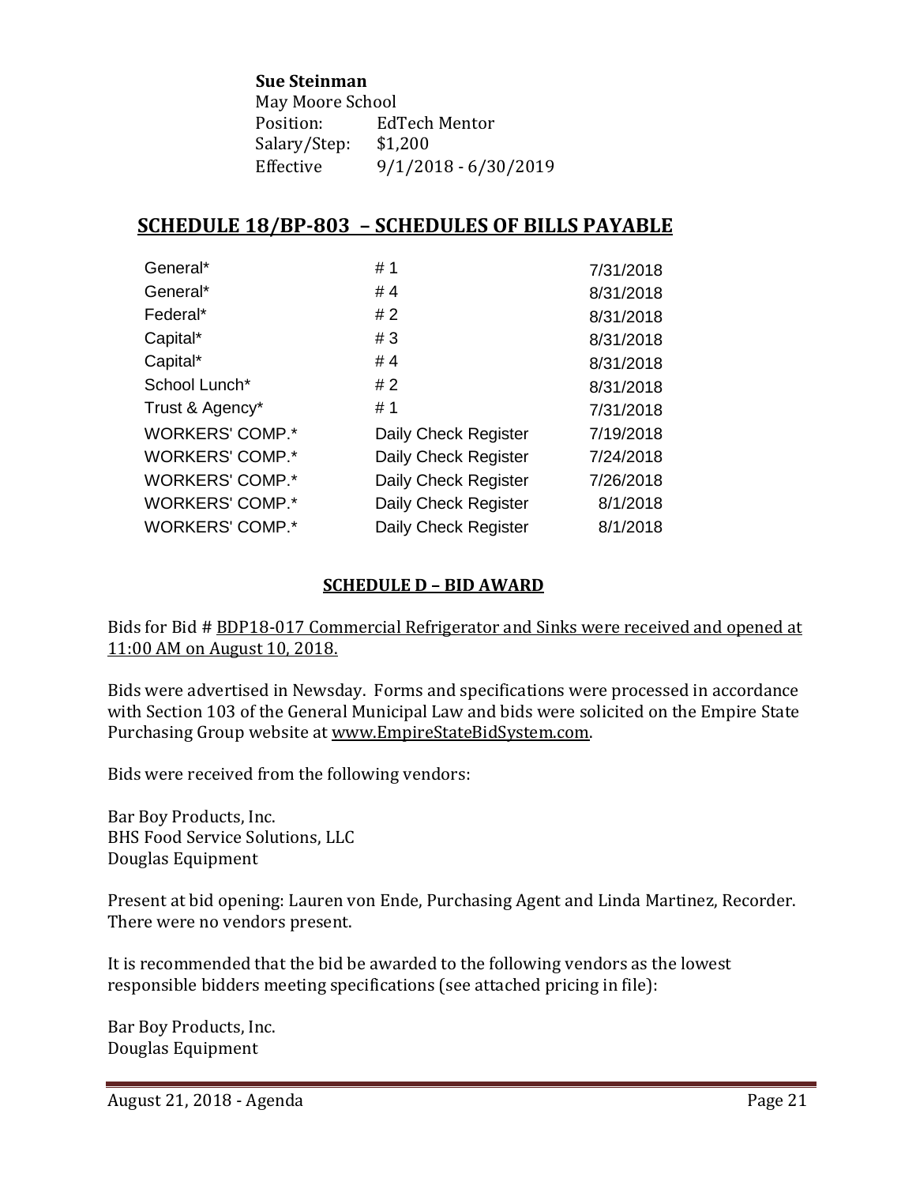**Sue Steinman**
May Moore School
Position: EdTech Mentor
Salary/Step: $1,200
Effective 9/1/2018 - 6/30/2019

## SCHEDULE 18/BP-803 – SCHEDULES OF BILLS PAYABLE

| | | |
|---|---|---|
| General* | # 1 | 7/31/2018 |
| General* | # 4 | 8/31/2018 |
| Federal* | # 2 | 8/31/2018 |
| Capital* | # 3 | 8/31/2018 |
| Capital* | # 4 | 8/31/2018 |
| School Lunch* | # 2 | 8/31/2018 |
| Trust & Agency* | # 1 | 7/31/2018 |
| WORKERS' COMP.* | Daily Check Register | 7/19/2018 |
| WORKERS' COMP.* | Daily Check Register | 7/24/2018 |
| WORKERS' COMP.* | Daily Check Register | 7/26/2018 |
| WORKERS' COMP.* | Daily Check Register | 8/1/2018 |
| WORKERS' COMP.* | Daily Check Register | 8/1/2018 |

### SCHEDULE D – BID AWARD

Bids for Bid # BDP18-017 Commercial Refrigerator and Sinks were received and opened at 11:00 AM on August 10, 2018.

Bids were advertised in Newsday. Forms and specifications were processed in accordance with Section 103 of the General Municipal Law and bids were solicited on the Empire State Purchasing Group website at www.EmpireStateBidSystem.com.

Bids were received from the following vendors:

Bar Boy Products, Inc.
BHS Food Service Solutions, LLC
Douglas Equipment

Present at bid opening: Lauren von Ende, Purchasing Agent and Linda Martinez, Recorder. There were no vendors present.

It is recommended that the bid be awarded to the following vendors as the lowest responsible bidders meeting specifications (see attached pricing in file):

Bar Boy Products, Inc.
Douglas Equipment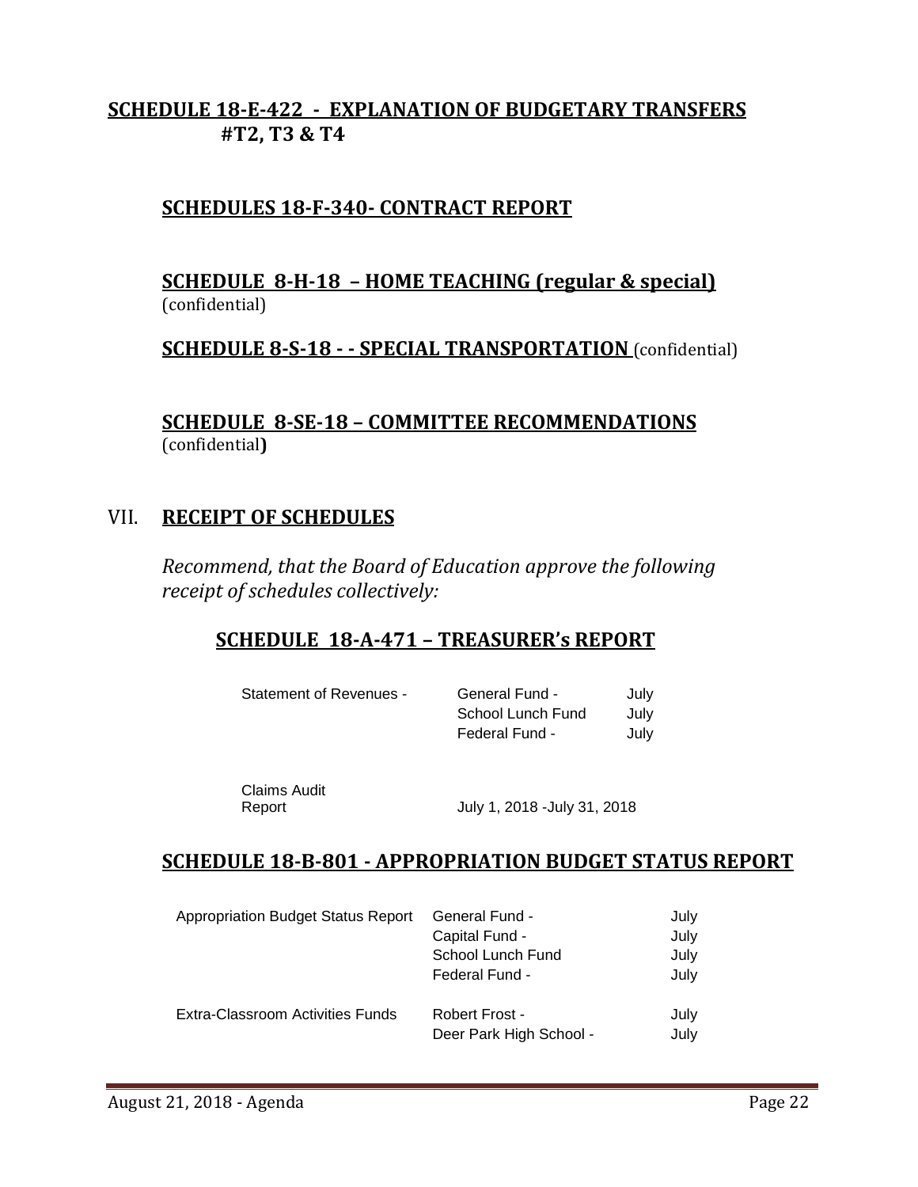## SCHEDULE 18-E-422 - EXPLANATION OF BUDGETARY TRANSFERS #T2, T3 & T4

### SCHEDULES 18-F-340- CONTRACT REPORT

### SCHEDULE 8-H-18 – HOME TEACHING (regular & special)
(confidential)

### SCHEDULE 8-S-18 - - SPECIAL TRANSPORTATION (confidential)

### SCHEDULE 8-SE-18 – COMMITTEE RECOMMENDATIONS
(confidential**)**

## VII. RECEIPT OF SCHEDULES

*Recommend, that the Board of Education approve the following receipt of schedules collectively:*

### SCHEDULE 18-A-471 – TREASURER's REPORT

| | | |
|---|---|---|
| Statement of Revenues - | General Fund - | July |
| | School Lunch Fund | July |
| | Federal Fund - | July |
| Claims Audit Report | July 1, 2018 -July 31, 2018 | |

### SCHEDULE 18-B-801 - APPROPRIATION BUDGET STATUS REPORT

| | | |
|---|---|---|
| Appropriation Budget Status Report | General Fund - | July |
| | Capital Fund - | July |
| | School Lunch Fund | July |
| | Federal Fund - | July |
| Extra-Classroom Activities Funds | Robert Frost - | July |
| | Deer Park High School - | July |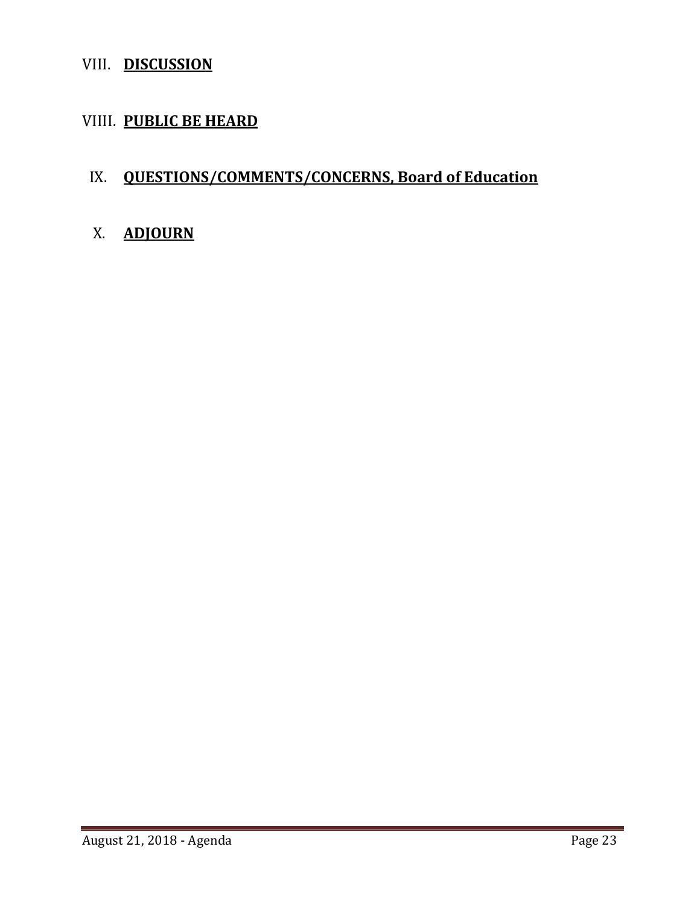VIII. **DISCUSSION**

VIIII. **PUBLIC BE HEARD**

IX. **QUESTIONS/COMMENTS/CONCERNS, Board of Education**

X. **ADJOURN**